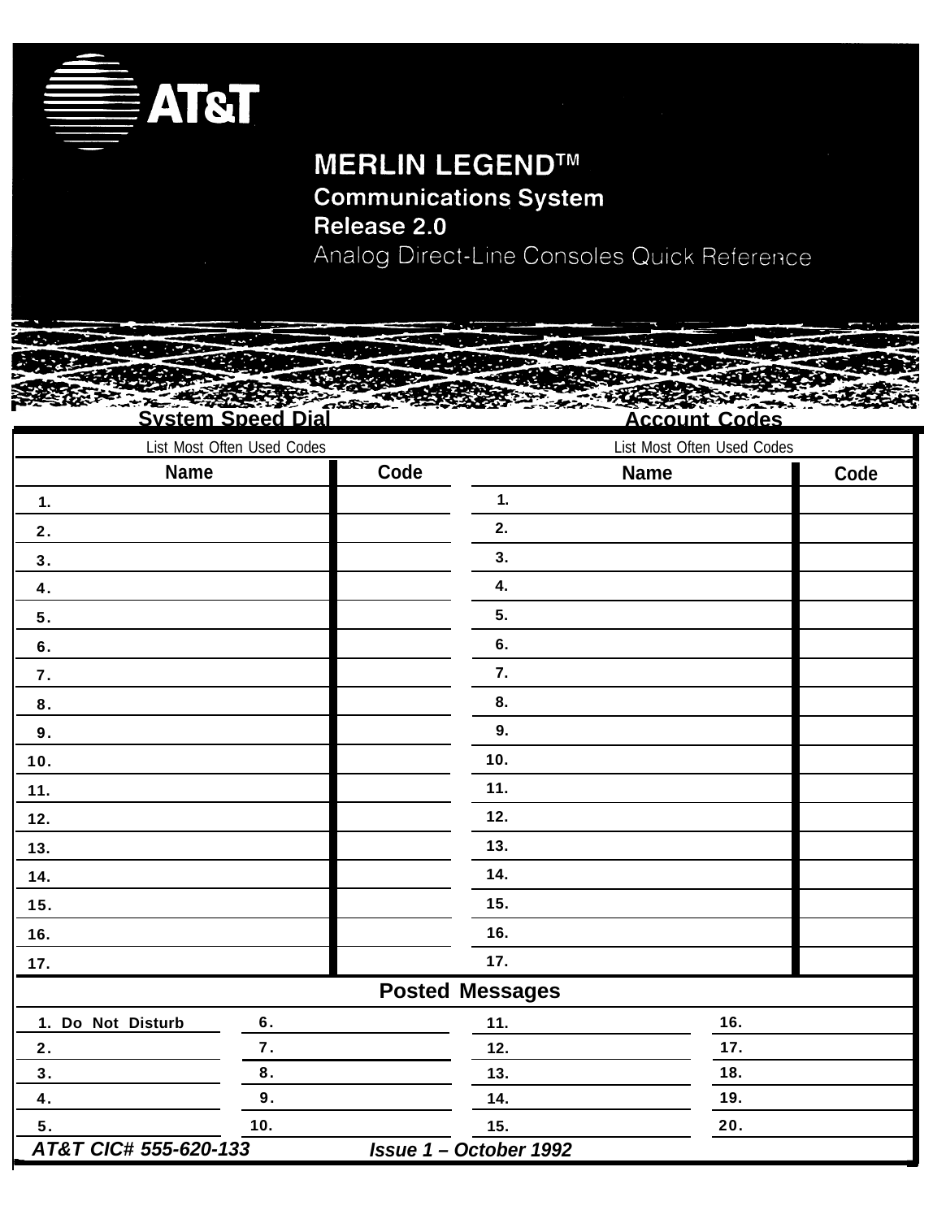AT&T

# MERLIN LEGEND™ Communications System Release 2.0

## Analog Direct-Line Consoles Quick Reference

## System Speed Dial

List Most Often Used Codes

| Name | Code |
|---|---|
| 1. | |
| 2. | |
| 3. | |
| 4. | |
| 5. | |
| 6. | |
| 7. | |
| 8. | |
| 9. | |
| 10. | |
| 11. | |
| 12. | |
| 13. | |
| 14. | |
| 15. | |
| 16. | |
| 17. | |

## Account Codes

List Most Often Used Codes

| Name | Code |
|---|---|
| 1. | |
| 2. | |
| 3. | |
| 4. | |
| 5. | |
| 6. | |
| 7. | |
| 8. | |
| 9. | |
| 10. | |
| 11. | |
| 12. | |
| 13. | |
| 14. | |
| 15. | |
| 16. | |
| 17. | |

## Posted Messages

| | | | |
|---|---|---|---|
| 1. Do Not Disturb | 6. | 11. | 16. |
| 2. | 7. | 12. | 17. |
| 3. | 8. | 13. | 18. |
| 4. | 9. | 14. | 19. |
| 5. | 10. | 15. | 20. |

***AT&T CIC# 555-620-133*** ***Issue 1 – October 1992***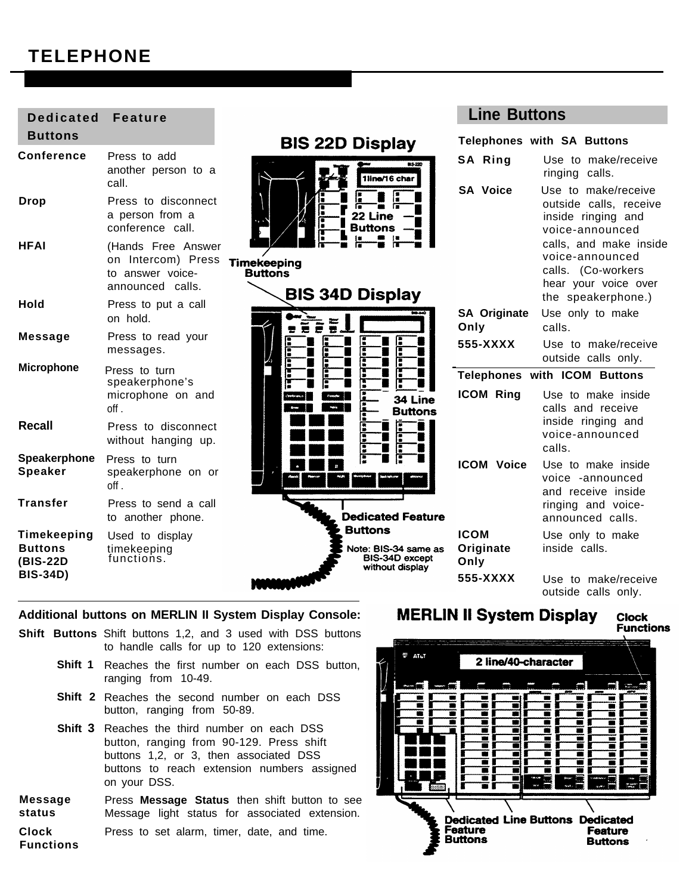# TELEPHONE

## Dedicated Feature Buttons

| | |
|---|---|
| **Conference** | Press to add another person to a call. |
| **Drop** | Press to disconnect a person from a conference call. |
| **HFAI** | (Hands Free Answer on Intercom) Press to answer voice-announced calls. |
| **Hold** | Press to put a call on hold. |
| **Message** | Press to read your messages. |
| **Microphone** | Press to turn speakerphone's microphone on and off. |
| **Recall** | Press to disconnect without hanging up. |
| **Speakerphone Speaker** | Press to turn speakerphone on or off. |
| **Transfer** | Press to send a call to another phone. |
| **Timekeeping Buttons (BIS-22D BIS-34D)** | Used to display timekeeping functions. |

**BIS 22D Display**

1line/16 char

22 Line Buttons

Timekeeping Buttons

**BIS 34D Display**

34 Line Buttons

Dedicated Feature Buttons

Note: BIS-34 same as BIS-34D except without display

## Line Buttons

### Telephones with SA Buttons

| | |
|---|---|
| **SA Ring** | Use to make/receive ringing calls. |
| **SA Voice** | Use to make/receive outside calls, receive inside ringing and voice-announced calls, and make inside voice-announced calls. (Co-workers hear your voice over the speakerphone.) |
| **SA Originate Only** | Use only to make calls. |
| **555-XXXX** | Use to make/receive outside calls only. |

### Telephones with ICOM Buttons

| | |
|---|---|
| **ICOM Ring** | Use to make inside calls and receive inside ringing and voice-announced calls. |
| **ICOM Voice** | Use to make inside voice -announced and receive inside ringing and voice-announced calls. |
| **ICOM Originate Only** | Use only to make inside calls. |
| **555-XXXX** | Use to make/receive outside calls only. |

## Additional buttons on MERLIN II System Display Console:

| | |
|---|---|
| **Shift Buttons** | Shift buttons 1,2, and 3 used with DSS buttons to handle calls for up to 120 extensions: |
| **Shift 1** | Reaches the first number on each DSS button, ranging from 10-49. |
| **Shift 2** | Reaches the second number on each DSS button, ranging from 50-89. |
| **Shift 3** | Reaches the third number on each DSS button, ranging from 90-129. Press shift buttons 1,2, or 3, then associated DSS buttons to reach extension numbers assigned on your DSS. |
| **Message status** | Press **Message Status** then shift button to see Message light status for associated extension. |
| **Clock Functions** | Press to set alarm, timer, date, and time. |

**MERLIN II System Display**

Clock Functions

2 line/40-character

Dedicated Feature Buttons

Line Buttons

Dedicated Feature Buttons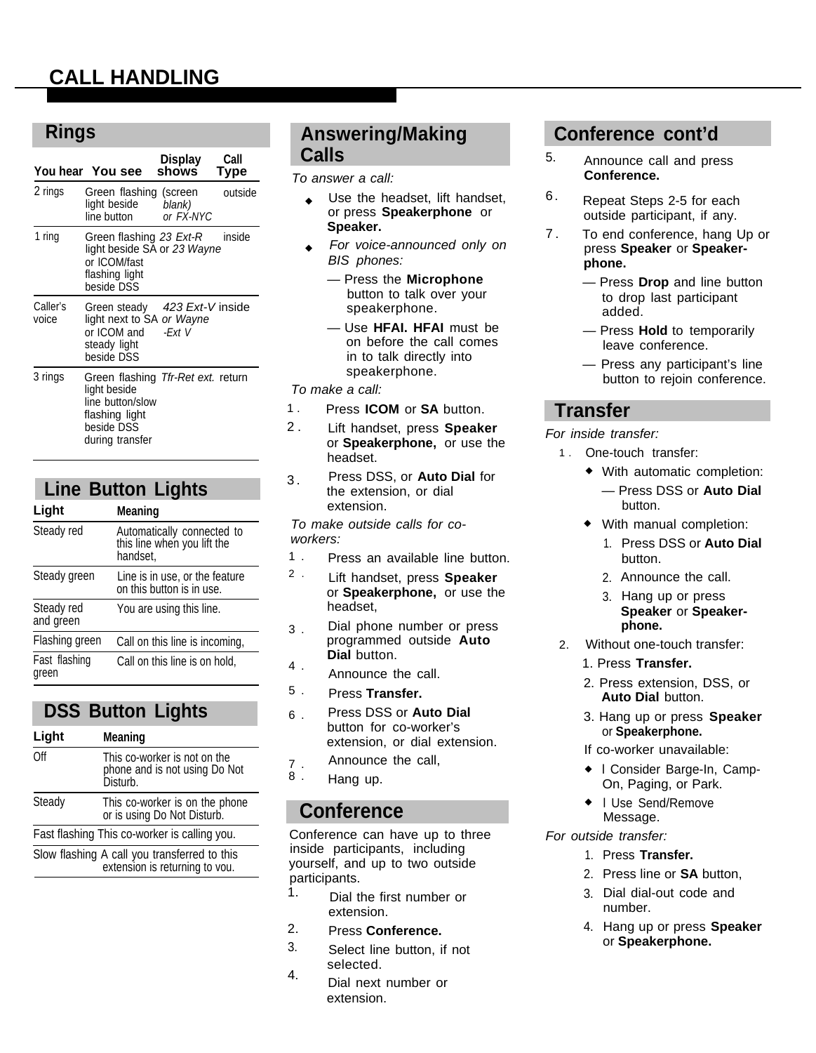# CALL HANDLING

## Rings

| You hear | You see | Display shows | Call Type |
|---|---|---|---|
| 2 rings | Green flashing light beside line button | (screen blank) or FX-NYC | outside |
| 1 ring | Green flashing light beside SA or ICOM/fast flashing light beside DSS | 23 Ext-R or 23 Wayne | inside |
| Caller's voice | Green steady light next to SA or ICOM and steady light beside DSS | 423 Ext-V or Wayne -Ext V | inside |
| 3 rings | Green flashing light beside line button/slow flashing light beside DSS during transfer | Tfr-Ret ext. | return |

## Line Button Lights

| Light | Meaning |
|---|---|
| Steady red | Automatically connected to this line when you lift the handset, |
| Steady green | Line is in use, or the feature on this button is in use. |
| Steady red and green | You are using this line. |
| Flashing green | Call on this line is incoming, |
| Fast flashing green | Call on this line is on hold, |

## DSS Button Lights

| Light | Meaning |
|---|---|
| Off | This co-worker is not on the phone and is not using Do Not Disturb. |
| Steady | This co-worker is on the phone or is using Do Not Disturb. |
| Fast flashing | This co-worker is calling you. |
| Slow flashing | A call you transferred to this extension is returning to vou. |

## Answering/Making Calls

*To answer a call:*

- Use the headset, lift handset, or press **Speakerphone** or **Speaker.**
- *For voice-announced only on BIS phones:*
  - — Press the **Microphone** button to talk over your speakerphone.
  - — Use **HFAI. HFAI** must be on before the call comes in to talk directly into speakerphone.

*To make a call:*

1. Press **ICOM** or **SA** button.
2. Lift handset, press **Speaker** or **Speakerphone,** or use the headset.
3. Press DSS, or **Auto Dial** for the extension, or dial extension.

*To make outside calls for co-workers:*

1. Press an available line button.
2. Lift handset, press **Speaker** or **Speakerphone,** or use the headset,
3. Dial phone number or press programmed outside **Auto Dial** button.
4. Announce the call.
5. Press **Transfer.**
6. Press DSS or **Auto Dial** button for co-worker's extension, or dial extension.
7. Announce the call,
8. Hang up.

## Conference

Conference can have up to three inside participants, including yourself, and up to two outside participants.

1. Dial the first number or extension.
2. Press **Conference.**
3. Select line button, if not selected.
4. Dial next number or extension.

## Conference cont'd

5. Announce call and press **Conference.**
6. Repeat Steps 2-5 for each outside participant, if any.
7. To end conference, hang Up or press **Speaker** or **Speaker-phone.**
   - — Press **Drop** and line button to drop last participant added.
   - — Press **Hold** to temporarily leave conference.
   - — Press any participant's line button to rejoin conference.

## Transfer

*For inside transfer:*

1. One-touch transfer:
   - With automatic completion:
     - — Press DSS or **Auto Dial** button.
   - With manual completion:
     1. Press DSS or **Auto Dial** button.
     2. Announce the call.
     3. Hang up or press **Speaker** or **Speaker-phone.**
2. Without one-touch transfer:
   1. Press **Transfer.**
   2. Press extension, DSS, or **Auto Dial** button.
   3. Hang up or press **Speaker** or **Speakerphone.**

   If co-worker unavailable:

   - l Consider Barge-In, Camp-On, Paging, or Park.
   - l Use Send/Remove Message.

*For outside transfer:*

1. Press **Transfer.**
2. Press line or **SA** button,
3. Dial dial-out code and number.
4. Hang up or press **Speaker** or **Speakerphone.**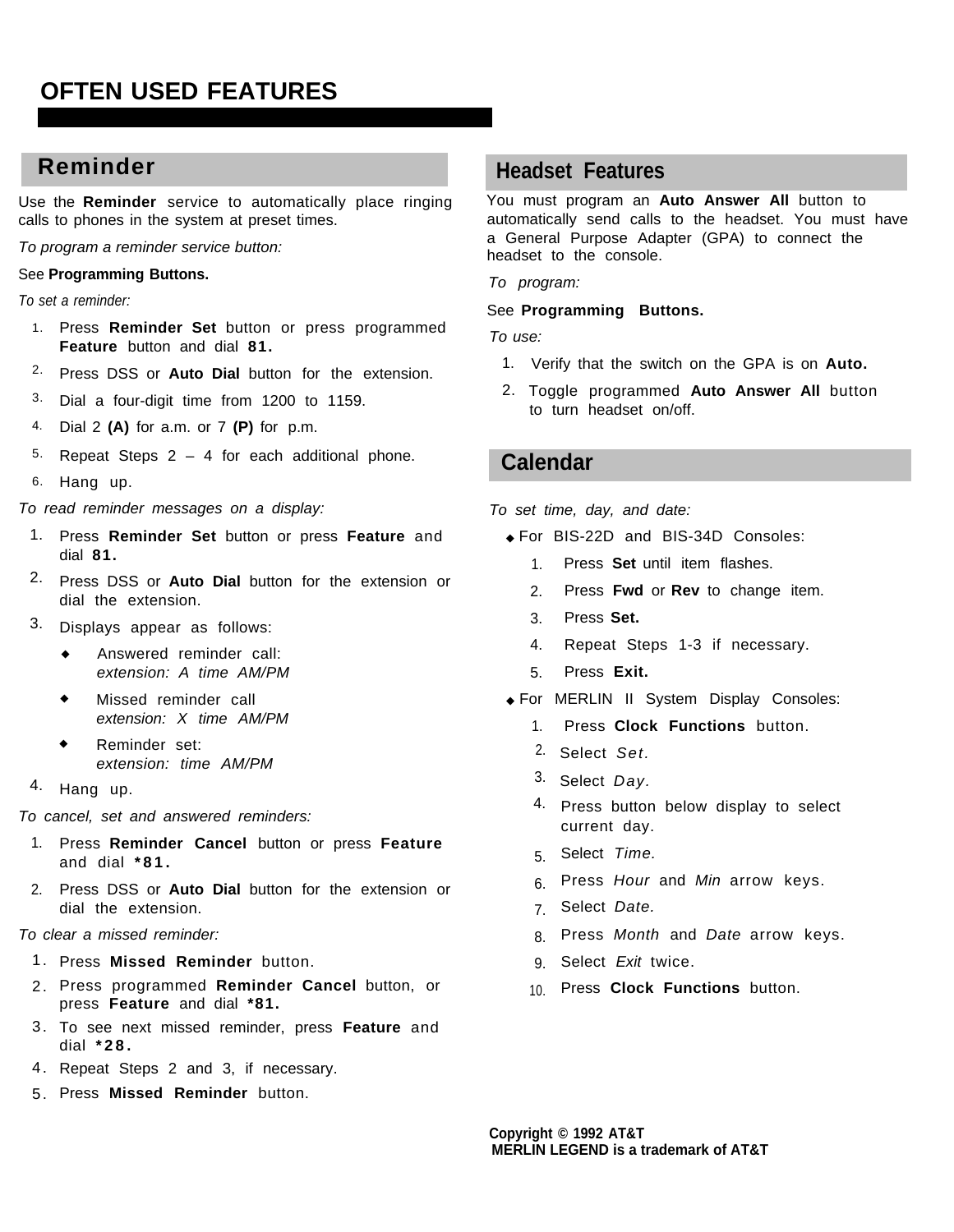# OFTEN USED FEATURES

## Reminder

Use the **Reminder** service to automatically place ringing calls to phones in the system at preset times.

*To program a reminder service button:*

See **Programming Buttons.**

*To set a reminder:*

1. Press **Reminder Set** button or press programmed **Feature** button and dial **81.**
2. Press DSS or **Auto Dial** button for the extension.
3. Dial a four-digit time from 1200 to 1159.
4. Dial 2 **(A)** for a.m. or 7 **(P)** for p.m.
5. Repeat Steps 2 – 4 for each additional phone.
6. Hang up.

*To read reminder messages on a display:*

1. Press **Reminder Set** button or press **Feature** and dial **81.**
2. Press DSS or **Auto Dial** button for the extension or dial the extension.
3. Displays appear as follows:
   - Answered reminder call:
     *extension: A time AM/PM*
   - Missed reminder call
     *extension: X time AM/PM*
   - Reminder set:
     *extension: time AM/PM*
4. Hang up.

*To cancel, set and answered reminders:*

1. Press **Reminder Cancel** button or press **Feature** and dial **\*81.**
2. Press DSS or **Auto Dial** button for the extension or dial the extension.

*To clear a missed reminder:*

1. Press **Missed Reminder** button.
2. Press programmed **Reminder Cancel** button, or press **Feature** and dial **\*81.**
3. To see next missed reminder, press **Feature** and dial **\*28.**
4. Repeat Steps 2 and 3, if necessary.
5. Press **Missed Reminder** button.

## Headset Features

You must program an **Auto Answer All** button to automatically send calls to the headset. You must have a General Purpose Adapter (GPA) to connect the headset to the console.

*To program:*

See **Programming Buttons.**

*To use:*

1. Verify that the switch on the GPA is on **Auto.**
2. Toggle programmed **Auto Answer All** button to turn headset on/off.

## Calendar

*To set time, day, and date:*

- For BIS-22D and BIS-34D Consoles:
  1. Press **Set** until item flashes.
  2. Press **Fwd** or **Rev** to change item.
  3. Press **Set.**
  4. Repeat Steps 1-3 if necessary.
  5. Press **Exit.**
- For MERLIN II System Display Consoles:
  1. Press **Clock Functions** button.
  2. Select *Set.*
  3. Select *Day.*
  4. Press button below display to select current day.
  5. Select *Time.*
  6. Press *Hour* and *Min* arrow keys.
  7. Select *Date.*
  8. Press *Month* and *Date* arrow keys.
  9. Select *Exit* twice.
  10. Press **Clock Functions** button.

**Copyright © 1992 AT&T**
**MERLIN LEGEND is a trademark of AT&T**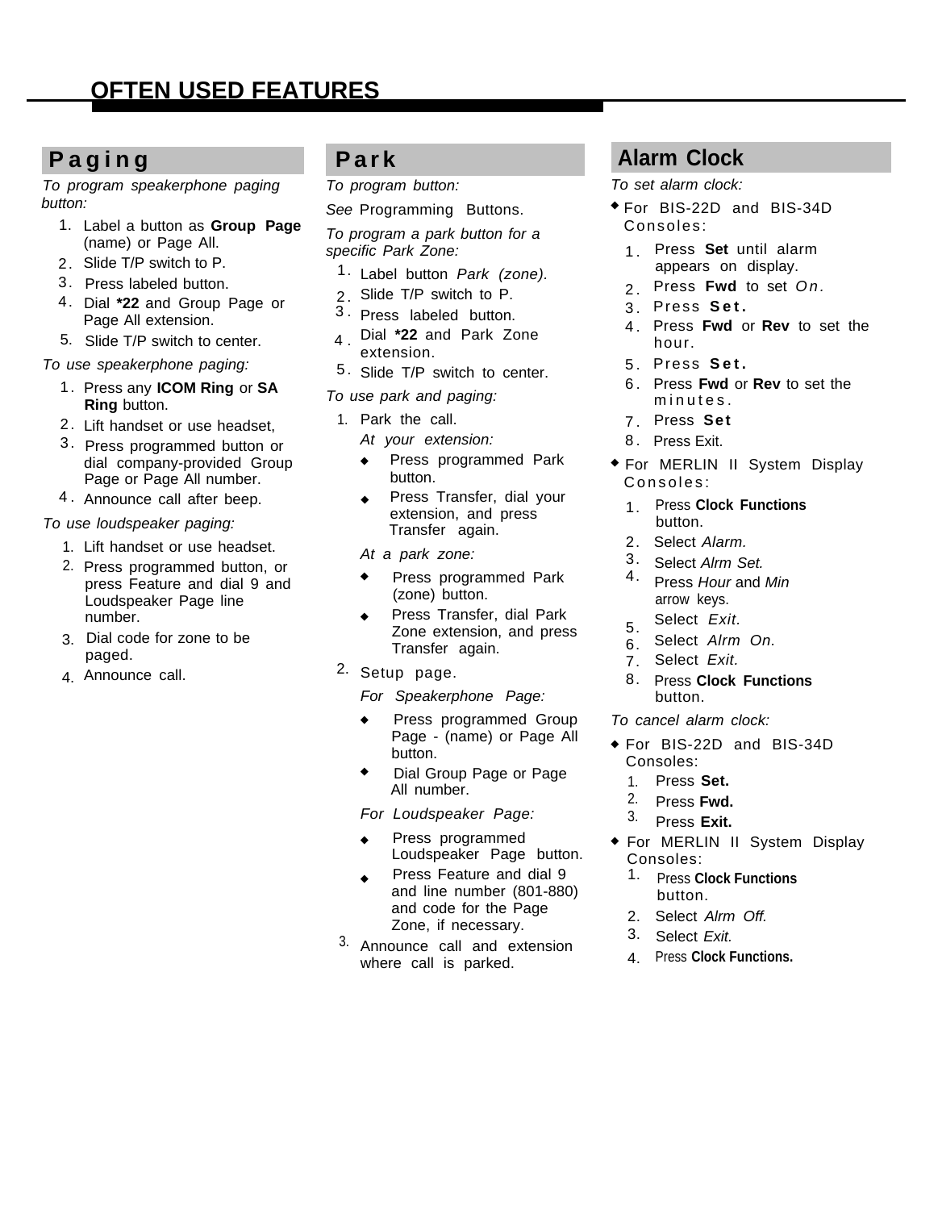# OFTEN USED FEATURES

## Paging

*To program speakerphone paging button:*

1. Label a button as **Group Page** (name) or Page All.
2. Slide T/P switch to P.
3. Press labeled button.
4. Dial **\*22** and Group Page or Page All extension.
5. Slide T/P switch to center.

*To use speakerphone paging:*

1. Press any **ICOM Ring** or **SA Ring** button.
2. Lift handset or use headset,
3. Press programmed button or dial company-provided Group Page or Page All number.
4. Announce call after beep.

*To use loudspeaker paging:*

1. Lift handset or use headset.
2. Press programmed button, or press Feature and dial 9 and Loudspeaker Page line number.
3. Dial code for zone to be paged.
4. Announce call.

## Park

*To program button:*

*See* Programming Buttons.

*To program a park button for a specific Park Zone:*

1. Label button *Park (zone)*.
2. Slide T/P switch to P.
3. Press labeled button.
4. Dial **\*22** and Park Zone extension.
5. Slide T/P switch to center.

*To use park and paging:*

1. Park the call.

   *At your extension:*
   - Press programmed Park button.
   - Press Transfer, dial your extension, and press Transfer again.

   *At a park zone:*
   - Press programmed Park (zone) button.
   - Press Transfer, dial Park Zone extension, and press Transfer again.
2. Setup page.

   *For Speakerphone Page:*
   - Press programmed Group Page - (name) or Page All button.
   - Dial Group Page or Page All number.

   *For Loudspeaker Page:*
   - Press programmed Loudspeaker Page button.
   - Press Feature and dial 9 and line number (801-880) and code for the Page Zone, if necessary.
3. Announce call and extension where call is parked.

## Alarm Clock

*To set alarm clock:*

- For BIS-22D and BIS-34D Consoles:
  1. Press **Set** until alarm appears on display.
  2. Press **Fwd** to set *On*.
  3. Press **Set.**
  4. Press **Fwd** or **Rev** to set the hour.
  5. Press **Set.**
  6. Press **Fwd** or **Rev** to set the minutes.
  7. Press **Set**
  8. Press Exit.
- For MERLIN II System Display Consoles:
  1. Press **Clock Functions** button.
  2. Select *Alarm.*
  3. Select *Alrm Set.*
  4. Press *Hour* and *Min* arrow keys.
  5. Select *Exit*.
  6. Select *Alrm On*.
  7. Select *Exit.*
  8. Press **Clock Functions** button.

*To cancel alarm clock:*

- For BIS-22D and BIS-34D Consoles:
  1. Press **Set.**
  2. Press **Fwd.**
  3. Press **Exit.**
- For MERLIN II System Display Consoles:
  1. Press **Clock Functions** button.
  2. Select *Alrm Off.*
  3. Select *Exit.*
  4. Press **Clock Functions.**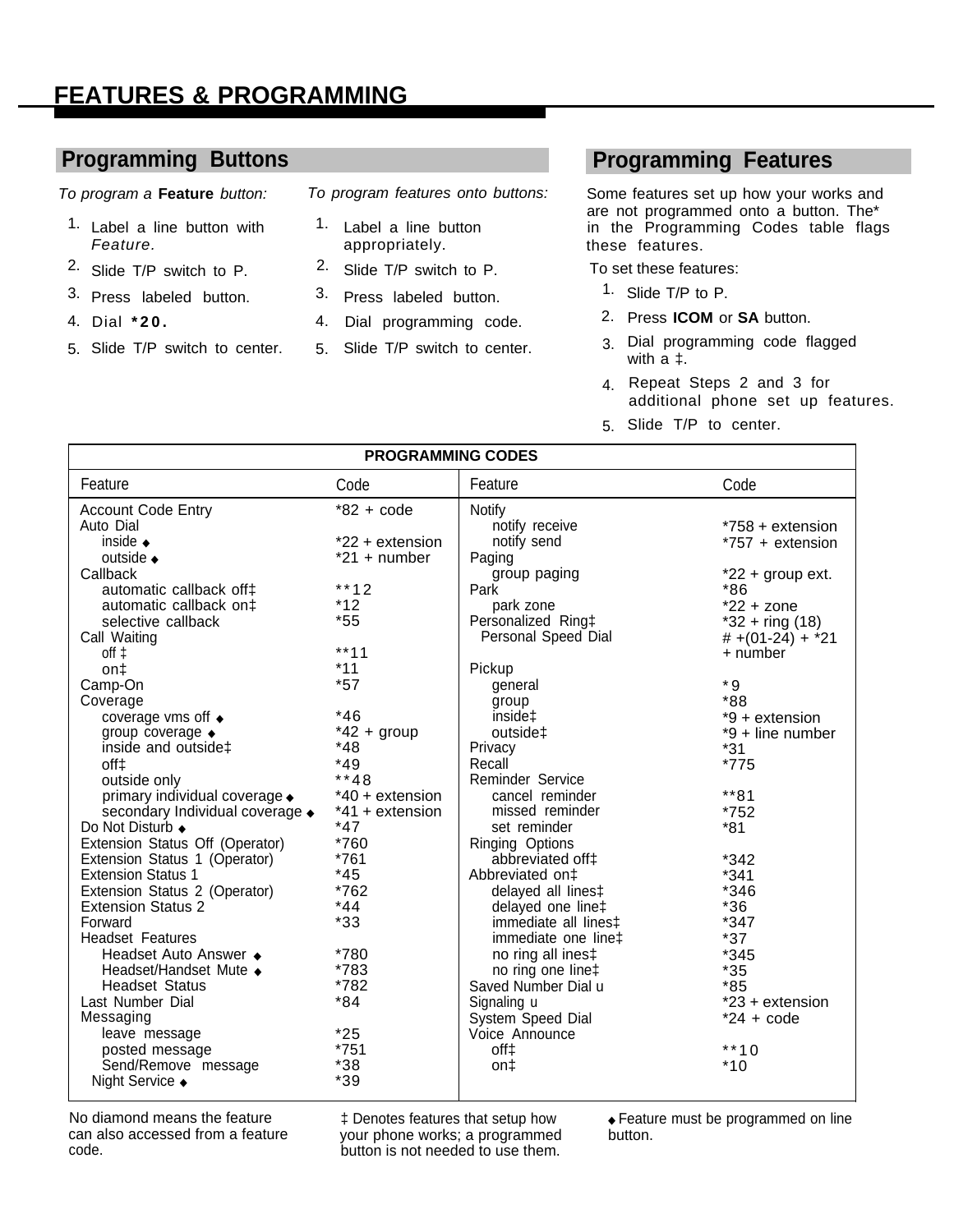# FEATURES & PROGRAMMING

## Programming Buttons

*To program a* **Feature** *button:*

1. Label a line button with *Feature.*
2. Slide T/P switch to P.
3. Press labeled button.
4. Dial ***20.**
5. Slide T/P switch to center.

*To program features onto buttons:*

1. Label a line button appropriately.
2. Slide T/P switch to P.
3. Press labeled button.
4. Dial programming code.
5. Slide T/P switch to center.

## Programming Features

Some features set up how your works and are not programmed onto a button. The* in the Programming Codes table flags these features.

To set these features:

1. Slide T/P to P.
2. Press **ICOM** or **SA** button.
3. Dial programming code flagged with a ‡.
4. Repeat Steps 2 and 3 for additional phone set up features.
5. Slide T/P to center.

| PROGRAMMING CODES | | | |
|---|---|---|---|
| **Feature** | **Code** | **Feature** | **Code** |
| Account Code Entry | *82 + code | Notify | |
| Auto Dial | | notify receive | *758 + extension |
| inside ◆ | *22 + extension | notify send | *757 + extension |
| outside ◆ | *21 + number | Paging | |
| Callback | | group paging | *22 + group ext. |
| automatic callback off‡ | **12 | Park | *86 |
| automatic callback on‡ | *12 | park zone | *22 + zone |
| selective callback | *55 | Personalized Ring‡ | *32 + ring (18) |
| Call Waiting | | Personal Speed Dial | # +(01-24) + *21 + number |
| off ‡ | **11 | | |
| on‡ | *11 | Pickup | |
| Camp-On | *57 | general | *9 |
| Coverage | | group | *88 |
| coverage vms off ◆ | *46 | inside‡ | *9 + extension |
| group coverage ◆ | *42 + group | outside‡ | *9 + line number |
| inside and outside‡ | *48 | Privacy | *31 |
| off‡ | *49 | Recall | *775 |
| outside only | **48 | Reminder Service | |
| primary individual coverage ◆ | *40 + extension | cancel reminder | **81 |
| secondary Individual coverage ◆ | *41 + extension | missed reminder | *752 |
| Do Not Disturb ◆ | *47 | set reminder | *81 |
| Extension Status Off (Operator) | *760 | Ringing Options | |
| Extension Status 1 (Operator) | *761 | abbreviated off‡ | *342 |
| Extension Status 1 | *45 | Abbreviated on‡ | *341 |
| Extension Status 2 (Operator) | *762 | delayed all lines‡ | *346 |
| Extension Status 2 | *44 | delayed one line‡ | *36 |
| Forward | *33 | immediate all lines‡ | *347 |
| Headset Features | | immediate one line‡ | *37 |
| Headset Auto Answer ◆ | *780 | no ring all ines‡ | *345 |
| Headset/Handset Mute ◆ | *783 | no ring one line‡ | *35 |
| Headset Status | *782 | Saved Number Dial u | *85 |
| Last Number Dial | *84 | Signaling u | *23 + extension |
| Messaging | | System Speed Dial | *24 + code |
| leave message | *25 | Voice Announce | |
| posted message | *751 | off‡ | **10 |
| Send/Remove message | *38 | on‡ | *10 |
| Night Service ◆ | *39 | | |

No diamond means the feature can also accessed from a feature code.

‡ Denotes features that setup how your phone works; a programmed button is not needed to use them.

◆ Feature must be programmed on line button.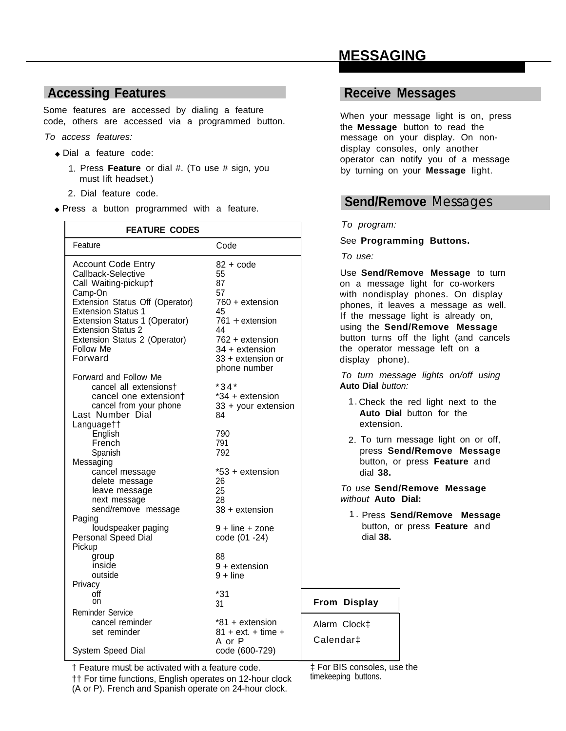# MESSAGING

## Accessing Features

Some features are accessed by dialing a feature code, others are accessed via a programmed button.

*To access features:*

- Dial a feature code:
  1. Press **Feature** or dial #. (To use # sign, you must lift headset.)
  2. Dial feature code.
- Press a button programmed with a feature.

| FEATURE CODES | |
|---|---|
| Feature | Code |
| Account Code Entry | 82 + code |
| Callback-Selective | 55 |
| Call Waiting-pickup† | 87 |
| Camp-On | 57 |
| Extension Status Off (Operator) | 760 + extension |
| Extension Status 1 | 45 |
| Extension Status 1 (Operator) | 761 + extension |
| Extension Status 2 | 44 |
| Extension Status 2 (Operator) | 762 + extension |
| Follow Me | 34 + extension |
| Forward | 33 + extension or phone number |
| Forward and Follow Me | |
| cancel all extensions† | *34* |
| cancel one extension† | *34 + extension |
| cancel from your phone | 33 + your extension |
| Last Number Dial | 84 |
| Language†† | |
| English | 790 |
| French | 791 |
| Spanish | 792 |
| Messaging | |
| cancel message | *53 + extension |
| delete message | 26 |
| leave message | 25 |
| next message | 28 |
| send/remove message | 38 + extension |
| Paging | |
| loudspeaker paging | 9 + line + zone code (01 -24) |
| Personal Speed Dial | |
| Pickup | |
| group | 88 |
| inside | 9 + extension |
| outside | 9 + line |
| Privacy | |
| off | *31 |
| on | 31 |
| Reminder Service | |
| cancel reminder | *81 + extension |
| set reminder | 81 + ext. + time + A or P |
| System Speed Dial | code (600-729) |

† Feature must be activated with a feature code.

†† For time functions, English operates on 12-hour clock (A or P). French and Spanish operate on 24-hour clock.

| From Display |
|---|
| Alarm Clock‡ |
| Calendar‡ |

‡ For BIS consoles, use the timekeeping buttons.

## Receive Messages

When your message light is on, press the **Message** button to read the message on your display. On non-display consoles, only another operator can notify you of a message by turning on your **Message** light.

## Send/Remove Messages

*To program:*

See **Programming Buttons.**

*To use:*

Use **Send/Remove Message** to turn on a message light for co-workers with nondisplay phones. On display phones, it leaves a message as well. If the message light is already on, using the **Send/Remove Message** button turns off the light (and cancels the operator message left on a display phone).

*To turn message lights on/off using* **Auto Dial** *button:*

1. Check the red light next to the **Auto Dial** button for the extension.
2. To turn message light on or off, press **Send/Remove Message** button, or press **Feature** and dial **38.**

*To use* **Send/Remove Message** *without* **Auto Dial:**

1. Press **Send/Remove Message** button, or press **Feature** and dial **38.**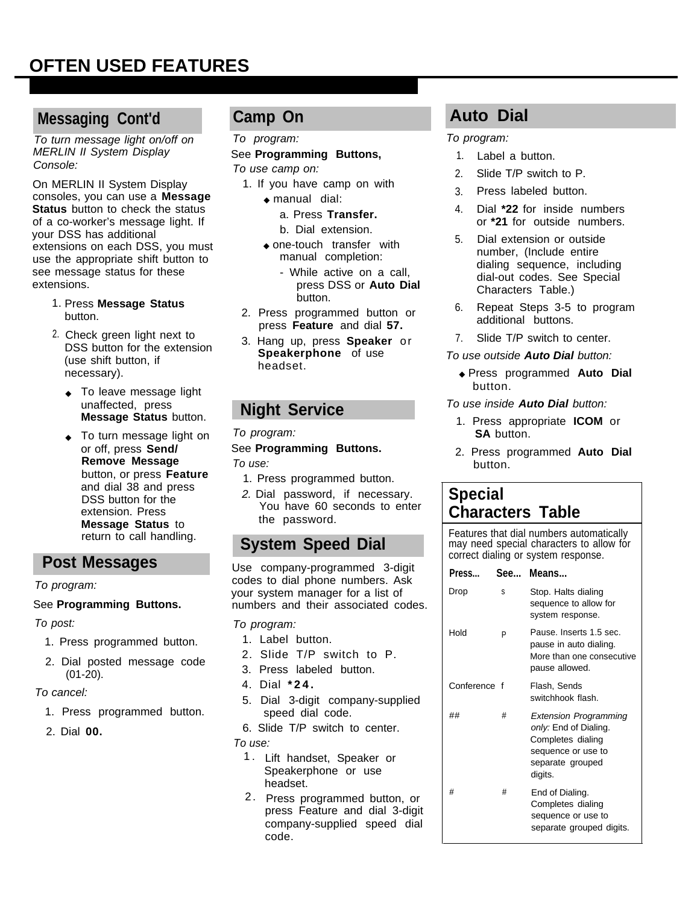# OFTEN USED FEATURES

## Messaging Cont'd

*To turn message light on/off on MERLIN II System Display Console:*

On MERLIN II System Display consoles, you can use a **Message Status** button to check the status of a co-worker's message light. If your DSS has additional extensions on each DSS, you must use the appropriate shift button to see message status for these extensions.

1. Press **Message Status** button.
2. Check green light next to DSS button for the extension (use shift button, if necessary).
   - To leave message light unaffected, press **Message Status** button.
   - To turn message light on or off, press **Send/ Remove Message** button, or press **Feature** and dial 38 and press DSS button for the extension. Press **Message Status** to return to call handling.

## Post Messages

*To program:*

See **Programming Buttons.**

*To post:*

1. Press programmed button.
2. Dial posted message code (01-20).

*To cancel:*

1. Press programmed button.
2. Dial **00.**

## Camp On

*To program:*

See **Programming Buttons,**

*To use camp on:*

1. If you have camp on with
   - manual dial:
     a. Press **Transfer.**
     b. Dial extension.
   - one-touch transfer with manual completion:
     - While active on a call, press DSS or **Auto Dial** button.
2. Press programmed button or press **Feature** and dial **57.**
3. Hang up, press **Speaker** or **Speakerphone** of use headset.

## Night Service

*To program:*

See **Programming Buttons.**

*To use:*

1. Press programmed button.
2. Dial password, if necessary. You have 60 seconds to enter the password.

## System Speed Dial

Use company-programmed 3-digit codes to dial phone numbers. Ask your system manager for a list of numbers and their associated codes.

*To program:*

1. Label button.
2. Slide T/P switch to P.
3. Press labeled button.
4. Dial ***24.**
5. Dial 3-digit company-supplied speed dial code.
6. Slide T/P switch to center.

*To use:*

1. Lift handset, Speaker or Speakerphone or use headset.
2. Press programmed button, or press Feature and dial 3-digit company-supplied speed dial code.

## Auto Dial

*To program:*

1. Label a button.
2. Slide T/P switch to P.
3. Press labeled button.
4. Dial ***22** for inside numbers or ***21** for outside numbers.
5. Dial extension or outside number, (Include entire dialing sequence, including dial-out codes. See Special Characters Table.)
6. Repeat Steps 3-5 to program additional buttons.
7. Slide T/P switch to center.

*To use outside **Auto Dial** button:*

- Press programmed **Auto Dial** button.

*To use inside **Auto Dial** button:*

1. Press appropriate **ICOM** or **SA** button.
2. Press programmed **Auto Dial** button.

## Special Characters Table

Features that dial numbers automatically may need special characters to allow for correct dialing or system response.

| Press... | See... | Means... |
|---|---|---|
| Drop | s | Stop. Halts dialing sequence to allow for system response. |
| Hold | P | Pause. Inserts 1.5 sec. pause in auto dialing. More than one consecutive pause allowed. |
| Conference | f | Flash, Sends switchhook flash. |
| ## | # | *Extension Programming only:* End of Dialing. Completes dialing sequence or use to separate grouped digits. |
| # | # | End of Dialing. Completes dialing sequence or use to separate grouped digits. |